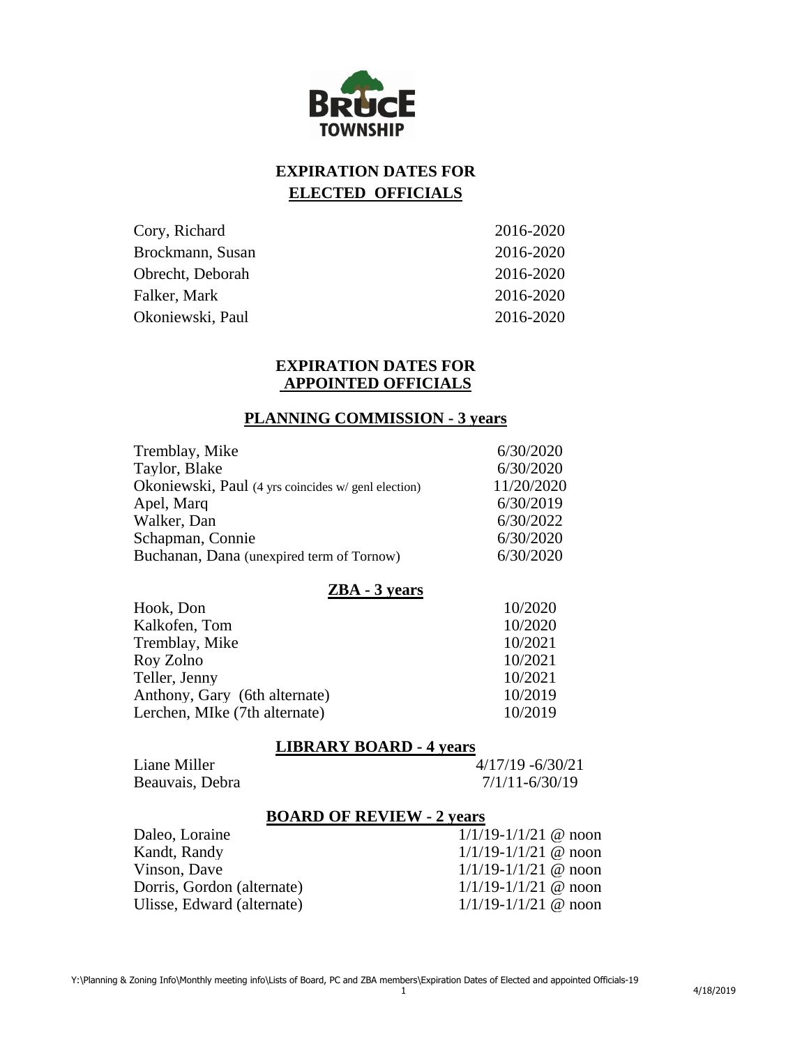# EXPIRATION DATES FOR ELECTED OFFICIALS

| | |
|---|---|
| Cory, Richard | 2016-2020 |
| Brockmann, Susan | 2016-2020 |
| Obrecht, Deborah | 2016-2020 |
| Falker, Mark | 2016-2020 |
| Okoniewski, Paul | 2016-2020 |

# EXPIRATION DATES FOR APPOINTED OFFICIALS

## PLANNING COMMISSION - 3 years

| | |
|---|---|
| Tremblay, Mike | 6/30/2020 |
| Taylor, Blake | 6/30/2020 |
| Okoniewski, Paul (4 yrs coincides w/ genl election) | 11/20/2020 |
| Apel, Marq | 6/30/2019 |
| Walker, Dan | 6/30/2022 |
| Schapman, Connie | 6/30/2020 |
| Buchanan, Dana (unexpired term of Tornow) | 6/30/2020 |

## ZBA - 3 years

| | |
|---|---|
| Hook, Don | 10/2020 |
| Kalkofen, Tom | 10/2020 |
| Tremblay, Mike | 10/2021 |
| Roy Zolno | 10/2021 |
| Teller, Jenny | 10/2021 |
| Anthony, Gary (6th alternate) | 10/2019 |
| Lerchen, MIke (7th alternate) | 10/2019 |

## LIBRARY BOARD - 4 years

| | |
|---|---|
| Liane Miller | 4/17/19 -6/30/21 |
| Beauvais, Debra | 7/1/11-6/30/19 |

## BOARD OF REVIEW - 2 years

| | |
|---|---|
| Daleo, Loraine | 1/1/19-1/1/21 @ noon |
| Kandt, Randy | 1/1/19-1/1/21 @ noon |
| Vinson, Dave | 1/1/19-1/1/21 @ noon |
| Dorris, Gordon (alternate) | 1/1/19-1/1/21 @ noon |
| Ulisse, Edward (alternate) | 1/1/19-1/1/21 @ noon |

Y:\Planning & Zoning Info\Monthly meeting info\Lists of Board, PC and ZBA members\Expiration Dates of Elected and appointed Officials-19

4/18/2019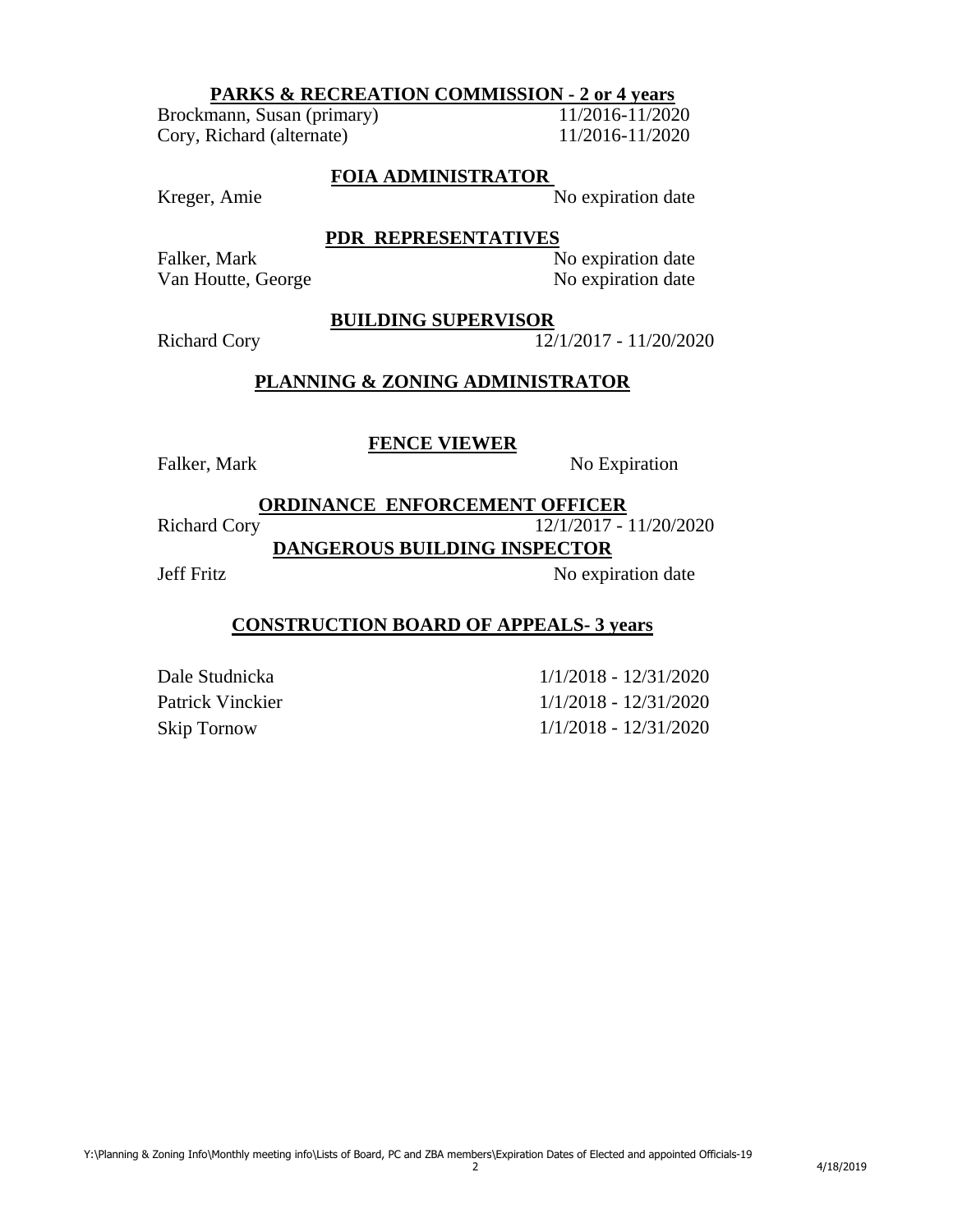## PARKS & RECREATION COMMISSION - 2 or 4 years

| | |
|---|---|
| Brockmann, Susan (primary) | 11/2016-11/2020 |
| Cory, Richard (alternate) | 11/2016-11/2020 |

## FOIA ADMINISTRATOR

| | |
|---|---|
| Kreger, Amie | No expiration date |

## PDR REPRESENTATIVES

| | |
|---|---|
| Falker, Mark | No expiration date |
| Van Houtte, George | No expiration date |

## BUILDING SUPERVISOR

| | |
|---|---|
| Richard Cory | 12/1/2017 - 11/20/2020 |

## PLANNING & ZONING ADMINISTRATOR

## FENCE VIEWER

| | |
|---|---|
| Falker, Mark | No Expiration |

## ORDINANCE ENFORCEMENT OFFICER

| | |
|---|---|
| Richard Cory | 12/1/2017 - 11/20/2020 |

## DANGEROUS BUILDING INSPECTOR

| | |
|---|---|
| Jeff Fritz | No expiration date |

## CONSTRUCTION BOARD OF APPEALS- 3 years

| | |
|---|---|
| Dale Studnicka | 1/1/2018 - 12/31/2020 |
| Patrick Vinckier | 1/1/2018 - 12/31/2020 |
| Skip Tornow | 1/1/2018 - 12/31/2020 |